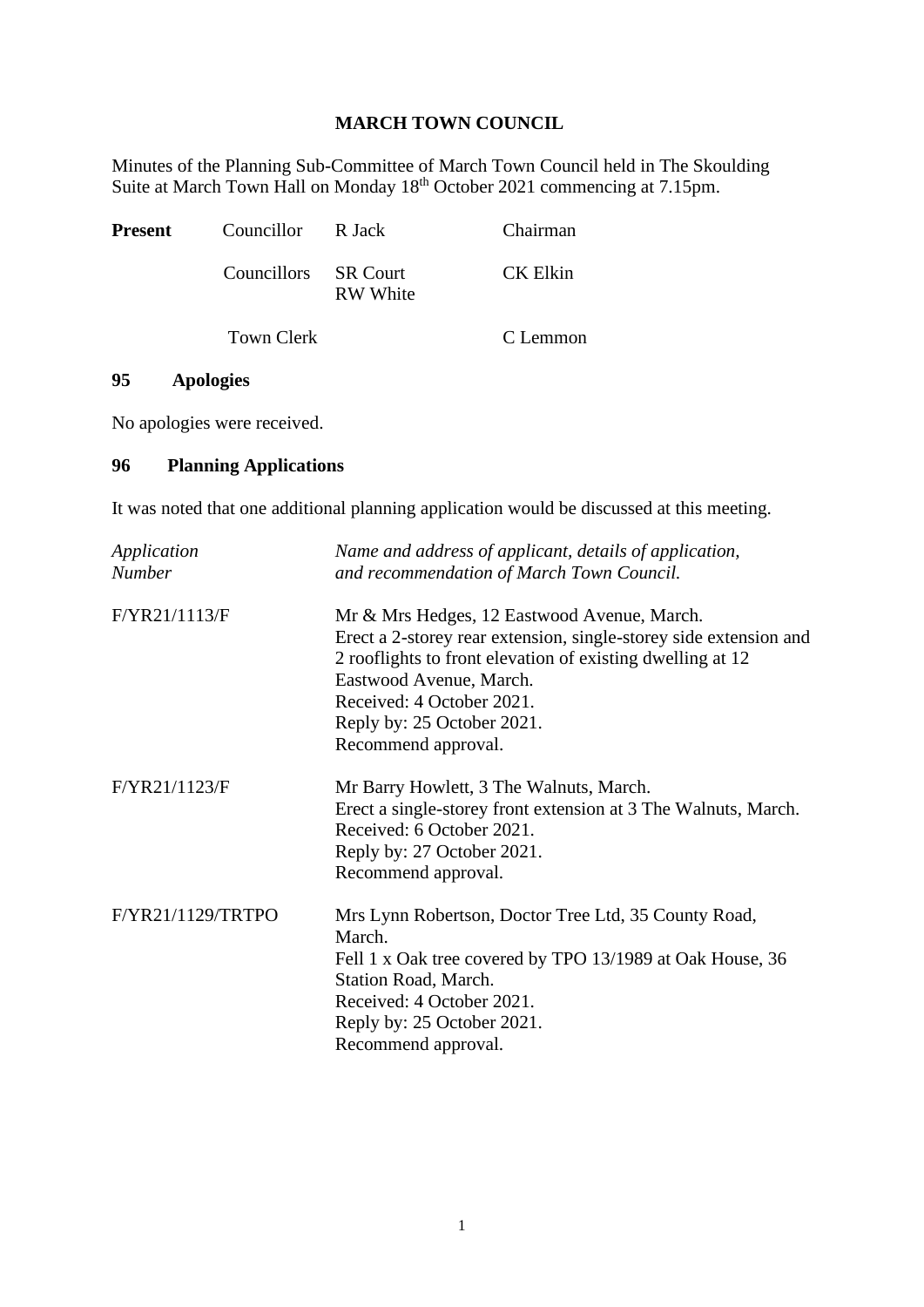# MARCH TOWN COUNCIL

Minutes of the Planning Sub-Committee of March Town Council held in The Skoulding Suite at March Town Hall on Monday 18th October 2021 commencing at 7.15pm.

| | | | |
|---|---|---|---|
| **Present** | Councillor | R Jack | Chairman |
| | Councillors | SR Court<br>RW White | CK Elkin |
| | Town Clerk | | C Lemmon |

## 95 Apologies

No apologies were received.

## 96 Planning Applications

It was noted that one additional planning application would be discussed at this meeting.

| *Application Number* | *Name and address of applicant, details of application, and recommendation of March Town Council.* |
|---|---|
| F/YR21/1113/F | Mr & Mrs Hedges, 12 Eastwood Avenue, March.<br>Erect a 2-storey rear extension, single-storey side extension and 2 rooflights to front elevation of existing dwelling at 12 Eastwood Avenue, March.<br>Received: 4 October 2021.<br>Reply by: 25 October 2021.<br>Recommend approval. |
| F/YR21/1123/F | Mr Barry Howlett, 3 The Walnuts, March.<br>Erect a single-storey front extension at 3 The Walnuts, March.<br>Received: 6 October 2021.<br>Reply by: 27 October 2021.<br>Recommend approval. |
| F/YR21/1129/TRTPO | Mrs Lynn Robertson, Doctor Tree Ltd, 35 County Road, March.<br>Fell 1 x Oak tree covered by TPO 13/1989 at Oak House, 36 Station Road, March.<br>Received: 4 October 2021.<br>Reply by: 25 October 2021.<br>Recommend approval. |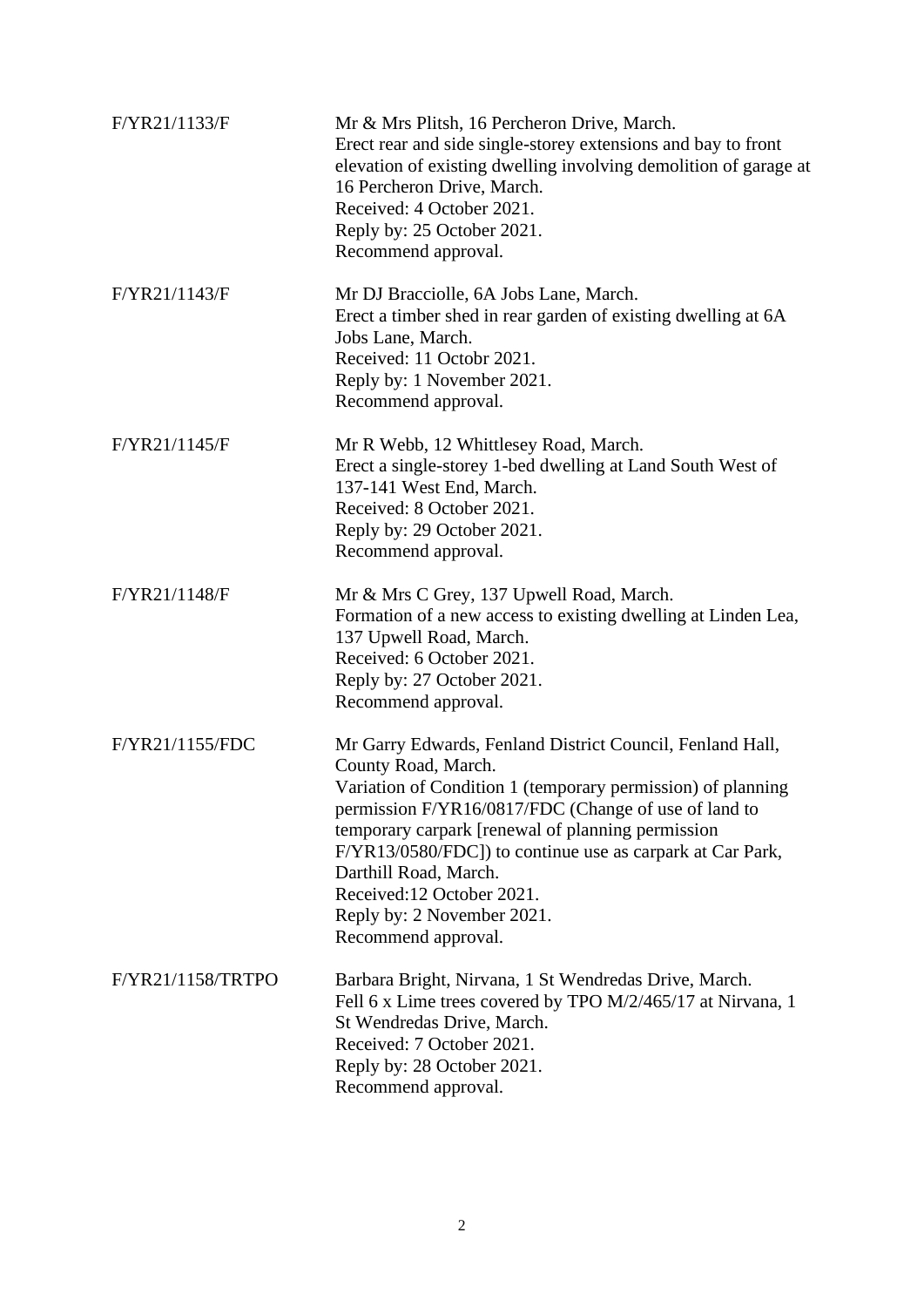| | |
|---|---|
| F/YR21/1133/F | Mr & Mrs Plitsh, 16 Percheron Drive, March.<br>Erect rear and side single-storey extensions and bay to front elevation of existing dwelling involving demolition of garage at 16 Percheron Drive, March.<br>Received: 4 October 2021.<br>Reply by: 25 October 2021.<br>Recommend approval. |
| F/YR21/1143/F | Mr DJ Bracciolle, 6A Jobs Lane, March.<br>Erect a timber shed in rear garden of existing dwelling at 6A Jobs Lane, March.<br>Received: 11 Octobr 2021.<br>Reply by: 1 November 2021.<br>Recommend approval. |
| F/YR21/1145/F | Mr R Webb, 12 Whittlesey Road, March.<br>Erect a single-storey 1-bed dwelling at Land South West of 137-141 West End, March.<br>Received: 8 October 2021.<br>Reply by: 29 October 2021.<br>Recommend approval. |
| F/YR21/1148/F | Mr & Mrs C Grey, 137 Upwell Road, March.<br>Formation of a new access to existing dwelling at Linden Lea, 137 Upwell Road, March.<br>Received: 6 October 2021.<br>Reply by: 27 October 2021.<br>Recommend approval. |
| F/YR21/1155/FDC | Mr Garry Edwards, Fenland District Council, Fenland Hall, County Road, March.<br>Variation of Condition 1 (temporary permission) of planning permission F/YR16/0817/FDC (Change of use of land to temporary carpark [renewal of planning permission F/YR13/0580/FDC]) to continue use as carpark at Car Park, Darthill Road, March.<br>Received:12 October 2021.<br>Reply by: 2 November 2021.<br>Recommend approval. |
| F/YR21/1158/TRTPO | Barbara Bright, Nirvana, 1 St Wendredas Drive, March.<br>Fell 6 x Lime trees covered by TPO M/2/465/17 at Nirvana, 1 St Wendredas Drive, March.<br>Received: 7 October 2021.<br>Reply by: 28 October 2021.<br>Recommend approval. |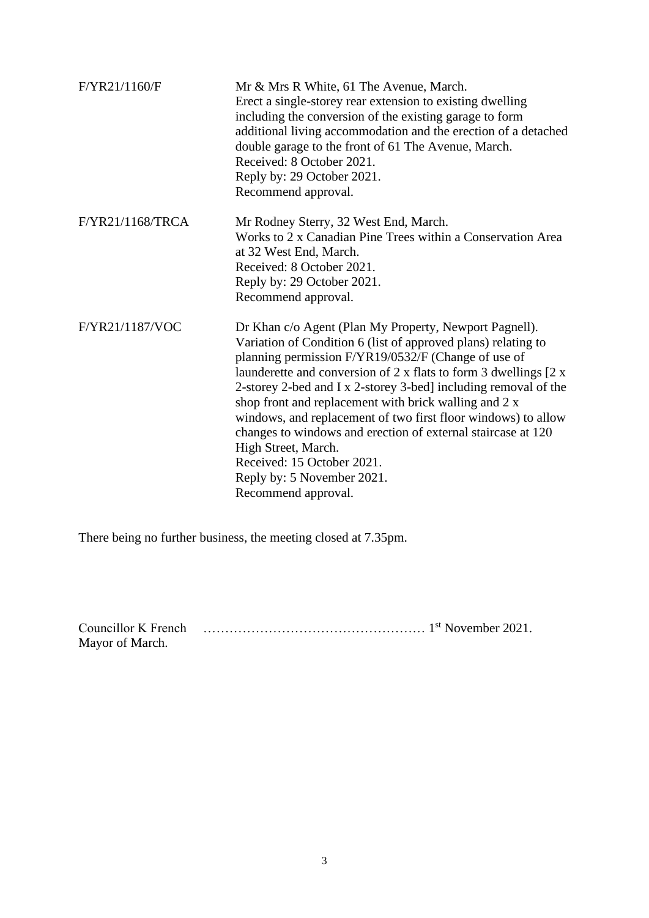| | |
|---|---|
| F/YR21/1160/F | Mr & Mrs R White, 61 The Avenue, March.<br>Erect a single-storey rear extension to existing dwelling including the conversion of the existing garage to form additional living accommodation and the erection of a detached double garage to the front of 61 The Avenue, March.<br>Received: 8 October 2021.<br>Reply by: 29 October 2021.<br>Recommend approval. |
| F/YR21/1168/TRCA | Mr Rodney Sterry, 32 West End, March.<br>Works to 2 x Canadian Pine Trees within a Conservation Area at 32 West End, March.<br>Received: 8 October 2021.<br>Reply by: 29 October 2021.<br>Recommend approval. |
| F/YR21/1187/VOC | Dr Khan c/o Agent (Plan My Property, Newport Pagnell).<br>Variation of Condition 6 (list of approved plans) relating to planning permission F/YR19/0532/F (Change of use of launderette and conversion of 2 x flats to form 3 dwellings [2 x 2-storey 2-bed and I x 2-storey 3-bed] including removal of the shop front and replacement with brick walling and 2 x windows, and replacement of two first floor windows) to allow changes to windows and erection of external staircase at 120 High Street, March.<br>Received: 15 October 2021.<br>Reply by: 5 November 2021.<br>Recommend approval. |

There being no further business, the meeting closed at 7.35pm.

Councillor K French …………………………………………… 1st November 2021.
Mayor of March.